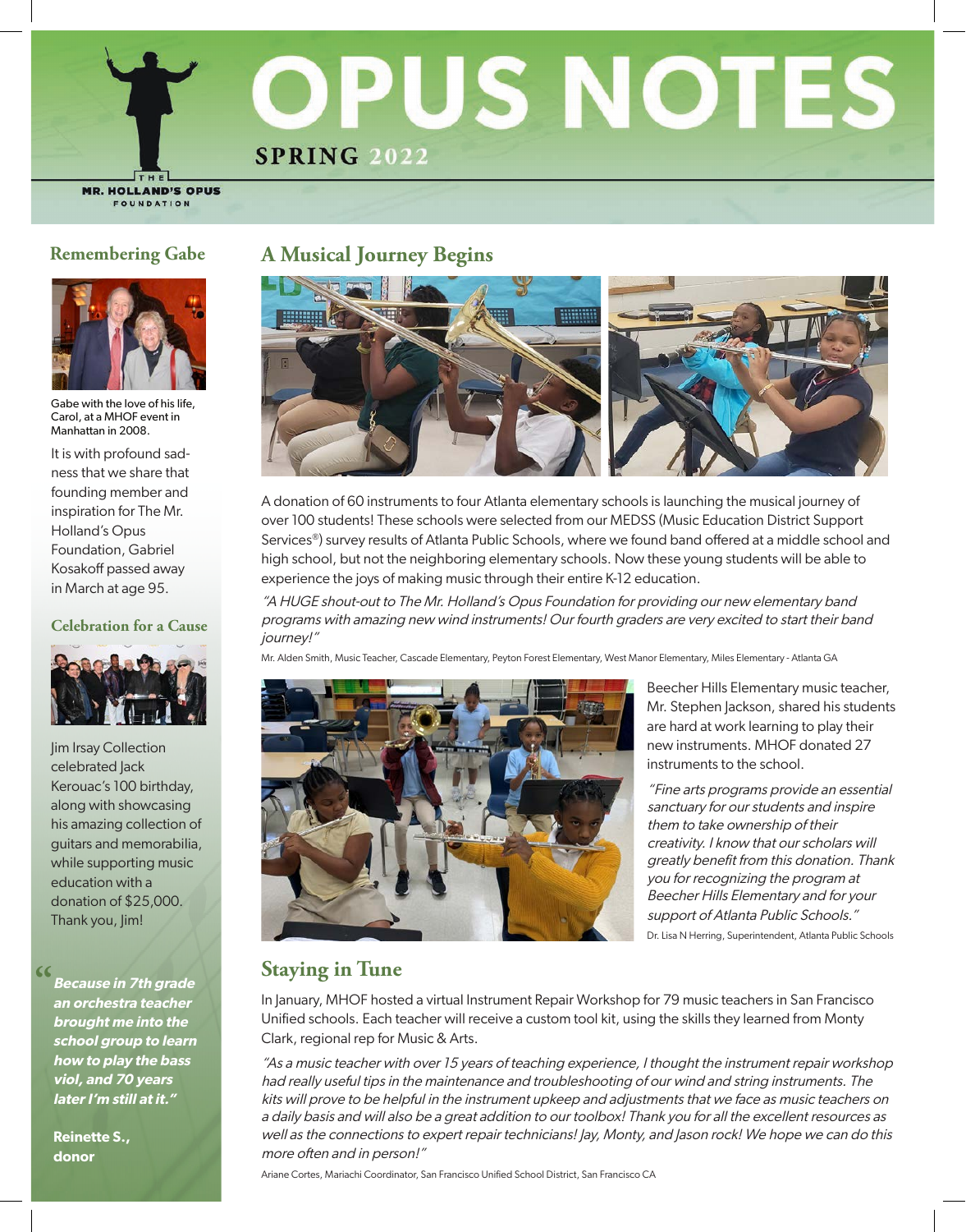# OPUS NOTES

SPRING 2022

THE MR. HOLLAND'S OPUS FOUNDATION

## Remembering Gabe

Gabe with the love of his life, Carol, at a MHOF event in Manhattan in 2008.

It is with profound sadness that we share that founding member and inspiration for The Mr. Holland's Opus Foundation, Gabriel Kosakoff passed away in March at age 95.

### Celebration for a Cause

Jim Irsay Collection celebrated Jack Kerouac's 100 birthday, along with showcasing his amazing collection of guitars and memorabilia, while supporting music education with a donation of $25,000. Thank you, Jim!

> ***"Because in 7th grade an orchestra teacher brought me into the school group to learn how to play the bass viol, and 70 years later I'm still at it."***
>
> **Reinette S., donor**

## A Musical Journey Begins

A donation of 60 instruments to four Atlanta elementary schools is launching the musical journey of over 100 students! These schools were selected from our MEDSS (Music Education District Support Services®) survey results of Atlanta Public Schools, where we found band offered at a middle school and high school, but not the neighboring elementary schools. Now these young students will be able to experience the joys of making music through their entire K-12 education.

*"A HUGE shout-out to The Mr. Holland's Opus Foundation for providing our new elementary band programs with amazing new wind instruments! Our fourth graders are very excited to start their band journey!"*

Mr. Alden Smith, Music Teacher, Cascade Elementary, Peyton Forest Elementary, West Manor Elementary, Miles Elementary - Atlanta GA

Beecher Hills Elementary music teacher, Mr. Stephen Jackson, shared his students are hard at work learning to play their new instruments. MHOF donated 27 instruments to the school.

*"Fine arts programs provide an essential sanctuary for our students and inspire them to take ownership of their creativity. I know that our scholars will greatly benefit from this donation. Thank you for recognizing the program at Beecher Hills Elementary and for your support of Atlanta Public Schools."*

Dr. Lisa N Herring, Superintendent, Atlanta Public Schools

## Staying in Tune

In January, MHOF hosted a virtual Instrument Repair Workshop for 79 music teachers in San Francisco Unified schools. Each teacher will receive a custom tool kit, using the skills they learned from Monty Clark, regional rep for Music & Arts.

*"As a music teacher with over 15 years of teaching experience, I thought the instrument repair workshop had really useful tips in the maintenance and troubleshooting of our wind and string instruments. The kits will prove to be helpful in the instrument upkeep and adjustments that we face as music teachers on a daily basis and will also be a great addition to our toolbox! Thank you for all the excellent resources as well as the connections to expert repair technicians! Jay, Monty, and Jason rock! We hope we can do this more often and in person!"*

Ariane Cortes, Mariachi Coordinator, San Francisco Unified School District, San Francisco CA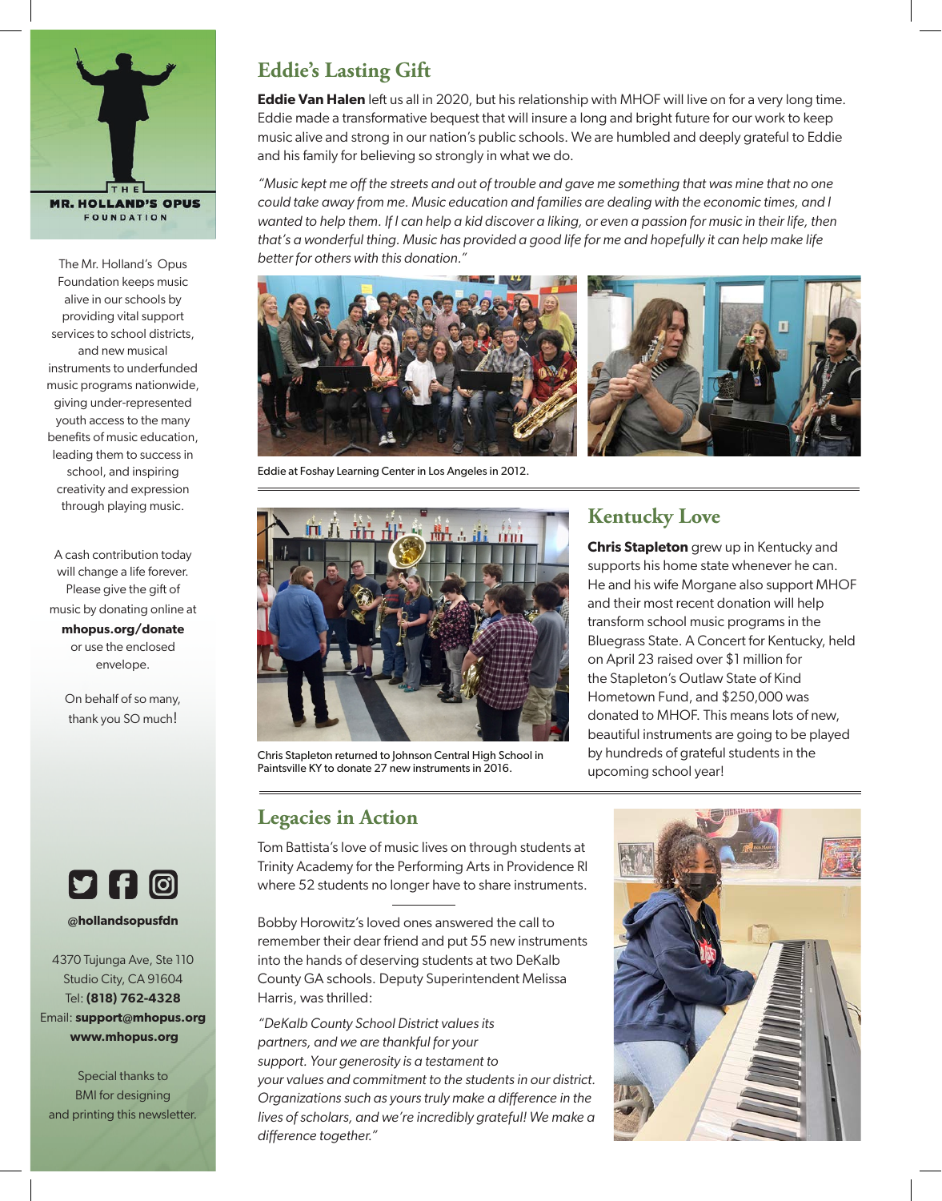# Eddie's Lasting Gift

**Eddie Van Halen** left us all in 2020, but his relationship with MHOF will live on for a very long time. Eddie made a transformative bequest that will insure a long and bright future for our work to keep music alive and strong in our nation's public schools. We are humbled and deeply grateful to Eddie and his family for believing so strongly in what we do.

*"Music kept me off the streets and out of trouble and gave me something that was mine that no one could take away from me. Music education and families are dealing with the economic times, and I wanted to help them. If I can help a kid discover a liking, or even a passion for music in their life, then that's a wonderful thing. Music has provided a good life for me and hopefully it can help make life better for others with this donation."*

Eddie at Foshay Learning Center in Los Angeles in 2012.

Chris Stapleton returned to Johnson Central High School in Paintsville KY to donate 27 new instruments in 2016.

# Kentucky Love

**Chris Stapleton** grew up in Kentucky and supports his home state whenever he can. He and his wife Morgane also support MHOF and their most recent donation will help transform school music programs in the Bluegrass State. A Concert for Kentucky, held on April 23 raised over $1 million for the Stapleton's Outlaw State of Kind Hometown Fund, and $250,000 was donated to MHOF. This means lots of new, beautiful instruments are going to be played by hundreds of grateful students in the upcoming school year!

# Legacies in Action

Tom Battista's love of music lives on through students at Trinity Academy for the Performing Arts in Providence RI where 52 students no longer have to share instruments.

---

Bobby Horowitz's loved ones answered the call to remember their dear friend and put 55 new instruments into the hands of deserving students at two DeKalb County GA schools. Deputy Superintendent Melissa Harris, was thrilled:

*"DeKalb County School District values its partners, and we are thankful for your support. Your generosity is a testament to your values and commitment to the students in our district. Organizations such as yours truly make a difference in the lives of scholars, and we're incredibly grateful! We make a difference together."*

---

THE
MR. HOLLAND'S OPUS
FOUNDATION

The Mr. Holland's Opus Foundation keeps music alive in our schools by providing vital support services to school districts, and new musical instruments to underfunded music programs nationwide, giving under-represented youth access to the many benefits of music education, leading them to success in school, and inspiring creativity and expression through playing music.

A cash contribution today will change a life forever. Please give the gift of music by donating online at **mhopus.org/donate** or use the enclosed envelope.

On behalf of so many, thank you SO much!

**@hollandsopusfdn**

4370 Tujunga Ave, Ste 110
Studio City, CA 91604
Tel: **(818) 762-4328**
Email: **support@mhopus.org**
**www.mhopus.org**

Special thanks to BMI for designing and printing this newsletter.